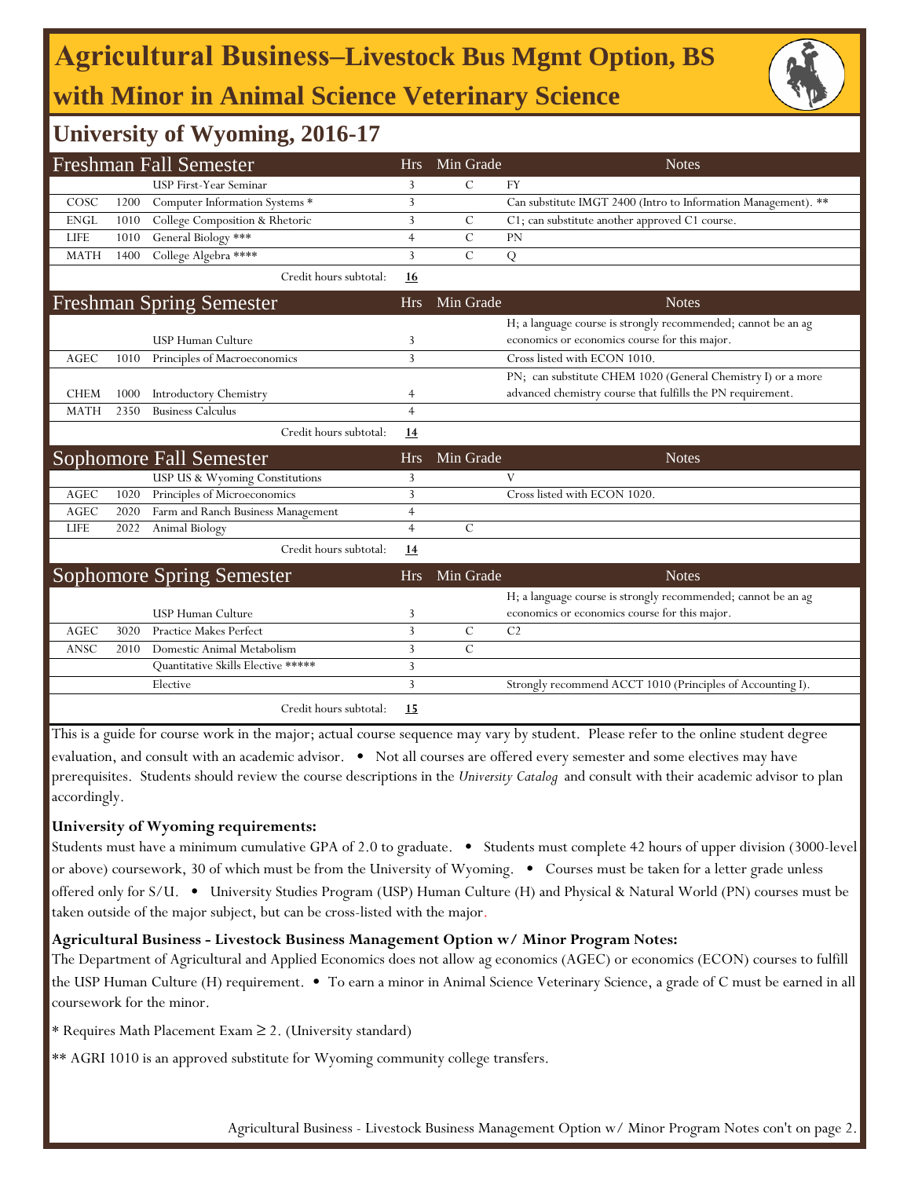# Agricultural Business–Livestock Bus Mgmt Option, BS
## with Minor in Animal Science Veterinary Science

## University of Wyoming, 2016-17

| Freshman Fall Semester | | | Hrs | Min Grade | Notes |
|---|---|---|---|---|---|
| | | USP First-Year Seminar | 3 | C | FY |
| COSC | 1200 | Computer Information Systems * | 3 | | Can substitute IMGT 2400 (Intro to Information Management). ** |
| ENGL | 1010 | College Composition & Rhetoric | 3 | C | C1; can substitute another approved C1 course. |
| LIFE | 1010 | General Biology *** | 4 | C | PN |
| MATH | 1400 | College Algebra **** | 3 | C | Q |
| | | Credit hours subtotal: | **16** | | |

| Freshman Spring Semester | | | Hrs | Min Grade | Notes |
|---|---|---|---|---|---|
| | | USP Human Culture | 3 | | H; a language course is strongly recommended; cannot be an ag economics or economics course for this major. |
| AGEC | 1010 | Principles of Macroeconomics | 3 | | Cross listed with ECON 1010. |
| CHEM | 1000 | Introductory Chemistry | 4 | | PN; can substitute CHEM 1020 (General Chemistry I) or a more advanced chemistry course that fulfills the PN requirement. |
| MATH | 2350 | Business Calculus | 4 | | |
| | | Credit hours subtotal: | **14** | | |

| Sophomore Fall Semester | | | Hrs | Min Grade | Notes |
|---|---|---|---|---|---|
| | | USP US & Wyoming Constitutions | 3 | | V |
| AGEC | 1020 | Principles of Microeconomics | 3 | | Cross listed with ECON 1020. |
| AGEC | 2020 | Farm and Ranch Business Management | 4 | | |
| LIFE | 2022 | Animal Biology | 4 | C | |
| | | Credit hours subtotal: | **14** | | |

| Sophomore Spring Semester | | | Hrs | Min Grade | Notes |
|---|---|---|---|---|---|
| | | USP Human Culture | 3 | | H; a language course is strongly recommended; cannot be an ag economics or economics course for this major. |
| AGEC | 3020 | Practice Makes Perfect | 3 | C | C2 |
| ANSC | 2010 | Domestic Animal Metabolism | 3 | C | |
| | | Quantitative Skills Elective ***** | 3 | | |
| | | Elective | 3 | | Strongly recommend ACCT 1010 (Principles of Accounting I). |
| | | Credit hours subtotal: | **15** | | |

This is a guide for course work in the major; actual course sequence may vary by student. Please refer to the online student degree evaluation, and consult with an academic advisor. • Not all courses are offered every semester and some electives may have prerequisites. Students should review the course descriptions in the *University Catalog* and consult with their academic advisor to plan accordingly.

**University of Wyoming requirements:**

Students must have a minimum cumulative GPA of 2.0 to graduate. • Students must complete 42 hours of upper division (3000-level or above) coursework, 30 of which must be from the University of Wyoming. • Courses must be taken for a letter grade unless offered only for S/U. • University Studies Program (USP) Human Culture (H) and Physical & Natural World (PN) courses must be taken outside of the major subject, but can be cross-listed with the major.

**Agricultural Business - Livestock Business Management Option w/ Minor Program Notes:**

The Department of Agricultural and Applied Economics does not allow ag economics (AGEC) or economics (ECON) courses to fulfill the USP Human Culture (H) requirement. • To earn a minor in Animal Science Veterinary Science, a grade of C must be earned in all coursework for the minor.

* Requires Math Placement Exam ≥ 2. (University standard)

** AGRI 1010 is an approved substitute for Wyoming community college transfers.

Agricultural Business - Livestock Business Management Option w/ Minor Program Notes con't on page 2.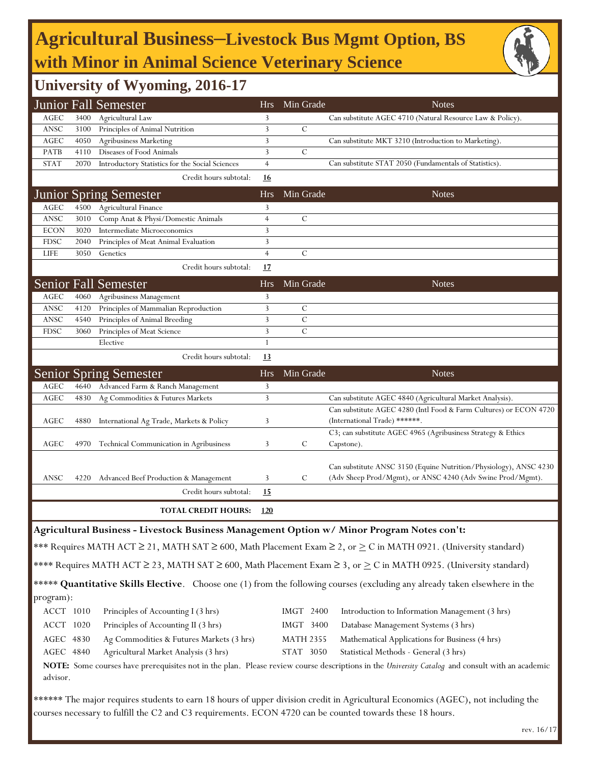# Agricultural Business–Livestock Bus Mgmt Option, BS with Minor in Animal Science Veterinary Science

## University of Wyoming, 2016-17

| Junior Fall Semester | | | Hrs | Min Grade | Notes |
|---|---|---|---|---|---|
| AGEC | 3400 | Agricultural Law | 3 | | Can substitute AGEC 4710 (Natural Resource Law & Policy). |
| ANSC | 3100 | Principles of Animal Nutrition | 3 | C | |
| AGEC | 4050 | Agribusiness Marketing | 3 | | Can substitute MKT 3210 (Introduction to Marketing). |
| PATB | 4110 | Diseases of Food Animals | 3 | C | |
| STAT | 2070 | Introductory Statistics for the Social Sciences | 4 | | Can substitute STAT 2050 (Fundamentals of Statistics). |
| | | Credit hours subtotal: | **16** | | |

| Junior Spring Semester | | | Hrs | Min Grade | Notes |
|---|---|---|---|---|---|
| AGEC | 4500 | Agricultural Finance | 3 | | |
| ANSC | 3010 | Comp Anat & Physi/Domestic Animals | 4 | C | |
| ECON | 3020 | Intermediate Microeconomics | 3 | | |
| FDSC | 2040 | Principles of Meat Animal Evaluation | 3 | | |
| LIFE | 3050 | Genetics | 4 | C | |
| | | Credit hours subtotal: | **17** | | |

| Senior Fall Semester | | | Hrs | Min Grade | Notes |
|---|---|---|---|---|---|
| AGEC | 4060 | Agribusiness Management | 3 | | |
| ANSC | 4120 | Principles of Mammalian Reproduction | 3 | C | |
| ANSC | 4540 | Principles of Animal Breeding | 3 | C | |
| FDSC | 3060 | Principles of Meat Science | 3 | C | |
| | | Elective | 1 | | |
| | | Credit hours subtotal: | **13** | | |

| Senior Spring Semester | | | Hrs | Min Grade | Notes |
|---|---|---|---|---|---|
| AGEC | 4640 | Advanced Farm & Ranch Management | 3 | | |
| AGEC | 4830 | Ag Commodities & Futures Markets | 3 | | Can substitute AGEC 4840 (Agricultural Market Analysis). |
| AGEC | 4880 | International Ag Trade, Markets & Policy | 3 | | Can substitute AGEC 4280 (Intl Food & Farm Cultures) or ECON 4720 (International Trade) ******. |
| AGEC | 4970 | Technical Communication in Agribusiness | 3 | C | C3; can substitute AGEC 4965 (Agribusiness Strategy & Ethics Capstone). |
| ANSC | 4220 | Advanced Beef Production & Management | 3 | C | Can substitute ANSC 3150 (Equine Nutrition/Physiology), ANSC 4230 (Adv Sheep Prod/Mgmt), or ANSC 4240 (Adv Swine Prod/Mgmt). |
| | | Credit hours subtotal: | **15** | | |
| | | **TOTAL CREDIT HOURS:** | **120** | | |

**Agricultural Business - Livestock Business Management Option w/ Minor Program Notes con't:**

*** Requires MATH ACT ≥ 21, MATH SAT ≥ 600, Math Placement Exam ≥ 2, or ≥ C in MATH 0921. (University standard)

**** Requires MATH ACT ≥ 23, MATH SAT ≥ 600, Math Placement Exam ≥ 3, or ≥ C in MATH 0925. (University standard)

***** **Quantitative Skills Elective**. Choose one (1) from the following courses (excluding any already taken elsewhere in the program):

| | | | |
|---|---|---|---|
| ACCT 1010 | Principles of Accounting I (3 hrs) | IMGT 2400 | Introduction to Information Management (3 hrs) |
| ACCT 1020 | Principles of Accounting II (3 hrs) | IMGT 3400 | Database Management Systems (3 hrs) |
| AGEC 4830 | Ag Commodities & Futures Markets (3 hrs) | MATH 2355 | Mathematical Applications for Business (4 hrs) |
| AGEC 4840 | Agricultural Market Analysis (3 hrs) | STAT 3050 | Statistical Methods - General (3 hrs) |

**NOTE:** Some courses have prerequisites not in the plan. Please review course descriptions in the *University Catalog* and consult with an academic advisor.

****** The major requires students to earn 18 hours of upper division credit in Agricultural Economics (AGEC), not including the courses necessary to fulfill the C2 and C3 requirements. ECON 4720 can be counted towards these 18 hours.

rev. 16/17